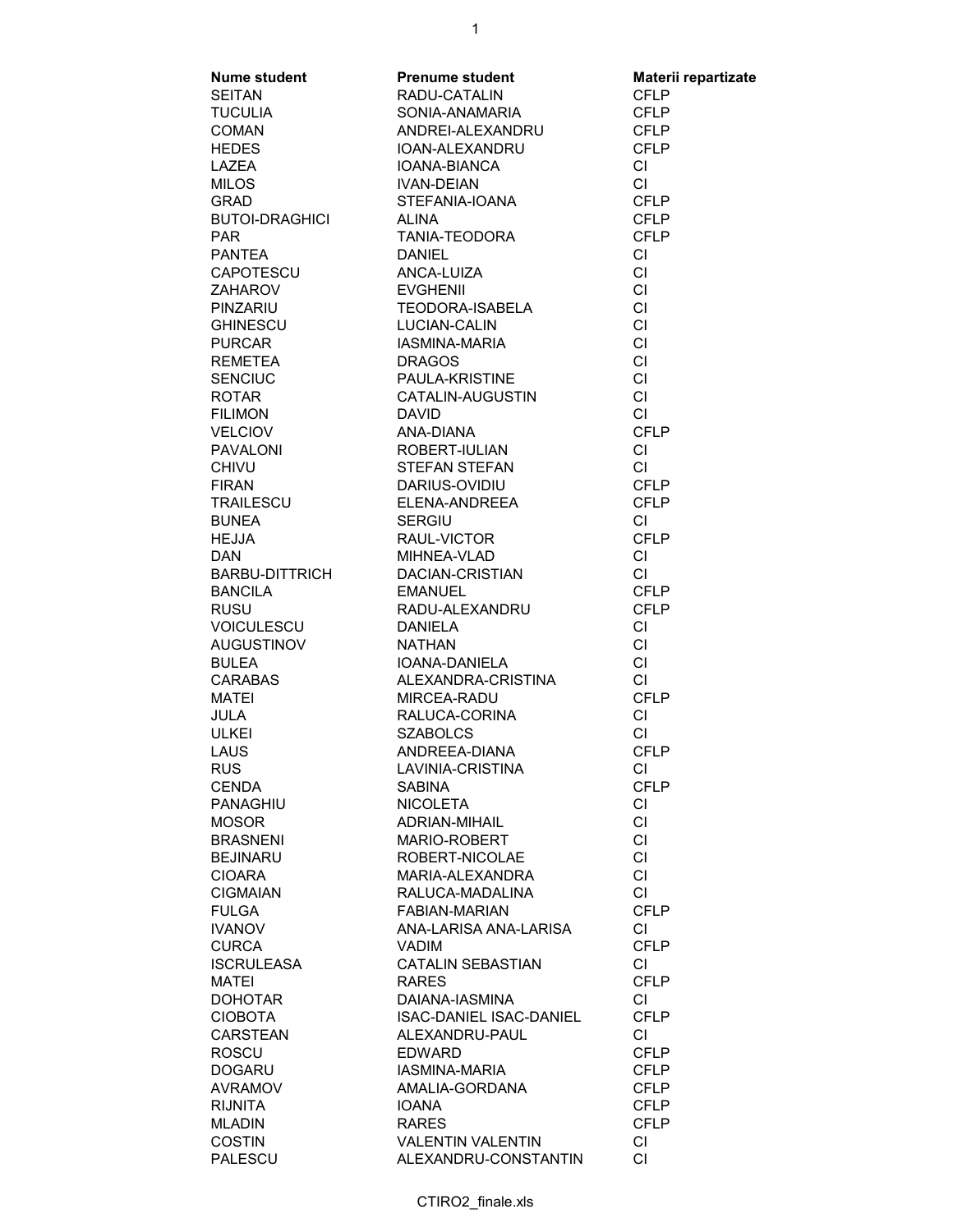| Nume student | Prenume student | Materii repartizate |
| --- | --- | --- |
| SEITAN | RADU-CATALIN | CFLP |
| TUCULIA | SONIA-ANAMARIA | CFLP |
| COMAN | ANDREI-ALEXANDRU | CFLP |
| HEDES | IOAN-ALEXANDRU | CFLP |
| LAZEA | IOANA-BIANCA | CI |
| MILOS | IVAN-DEIAN | CI |
| GRAD | STEFANIA-IOANA | CFLP |
| BUTOI-DRAGHICI | ALINA | CFLP |
| PAR | TANIA-TEODORA | CFLP |
| PANTEA | DANIEL | CI |
| CAPOTESCU | ANCA-LUIZA | CI |
| ZAHAROV | EVGHENII | CI |
| PINZARIU | TEODORA-ISABELA | CI |
| GHINESCU | LUCIAN-CALIN | CI |
| PURCAR | IASMINA-MARIA | CI |
| REMETEA | DRAGOS | CI |
| SENCIUC | PAULA-KRISTINE | CI |
| ROTAR | CATALIN-AUGUSTIN | CI |
| FILIMON | DAVID | CI |
| VELCIOV | ANA-DIANA | CFLP |
| PAVALONI | ROBERT-IULIAN | CI |
| CHIVU | STEFAN STEFAN | CI |
| FIRAN | DARIUS-OVIDIU | CFLP |
| TRAILESCU | ELENA-ANDREEA | CFLP |
| BUNEA | SERGIU | CI |
| HEJJA | RAUL-VICTOR | CFLP |
| DAN | MIHNEA-VLAD | CI |
| BARBU-DITTRICH | DACIAN-CRISTIAN | CI |
| BANCILA | EMANUEL | CFLP |
| RUSU | RADU-ALEXANDRU | CFLP |
| VOICULESCU | DANIELA | CI |
| AUGUSTINOV | NATHAN | CI |
| BULEA | IOANA-DANIELA | CI |
| CARABAS | ALEXANDRA-CRISTINA | CI |
| MATEI | MIRCEA-RADU | CFLP |
| JULA | RALUCA-CORINA | CI |
| ULKEI | SZABOLCS | CI |
| LAUS | ANDREEA-DIANA | CFLP |
| RUS | LAVINIA-CRISTINA | CI |
| CENDA | SABINA | CFLP |
| PANAGHIU | NICOLETA | CI |
| MOSOR | ADRIAN-MIHAIL | CI |
| BRASNENI | MARIO-ROBERT | CI |
| BEJINARU | ROBERT-NICOLAE | CI |
| CIOARA | MARIA-ALEXANDRA | CI |
| CIGMAIAN | RALUCA-MADALINA | CI |
| FULGA | FABIAN-MARIAN | CFLP |
| IVANOV | ANA-LARISA ANA-LARISA | CI |
| CURCA | VADIM | CFLP |
| ISCRULEASA | CATALIN SEBASTIAN | CI |
| MATEI | RARES | CFLP |
| DOHOTAR | DAIANA-IASMINA | CI |
| CIOBOTA | ISAC-DANIEL ISAC-DANIEL | CFLP |
| CARSTEAN | ALEXANDRU-PAUL | CI |
| ROSCU | EDWARD | CFLP |
| DOGARU | IASMINA-MARIA | CFLP |
| AVRAMOV | AMALIA-GORDANA | CFLP |
| RIJNITA | IOANA | CFLP |
| MLADIN | RARES | CFLP |
| COSTIN | VALENTIN VALENTIN | CI |
| PALESCU | ALEXANDRU-CONSTANTIN | CI |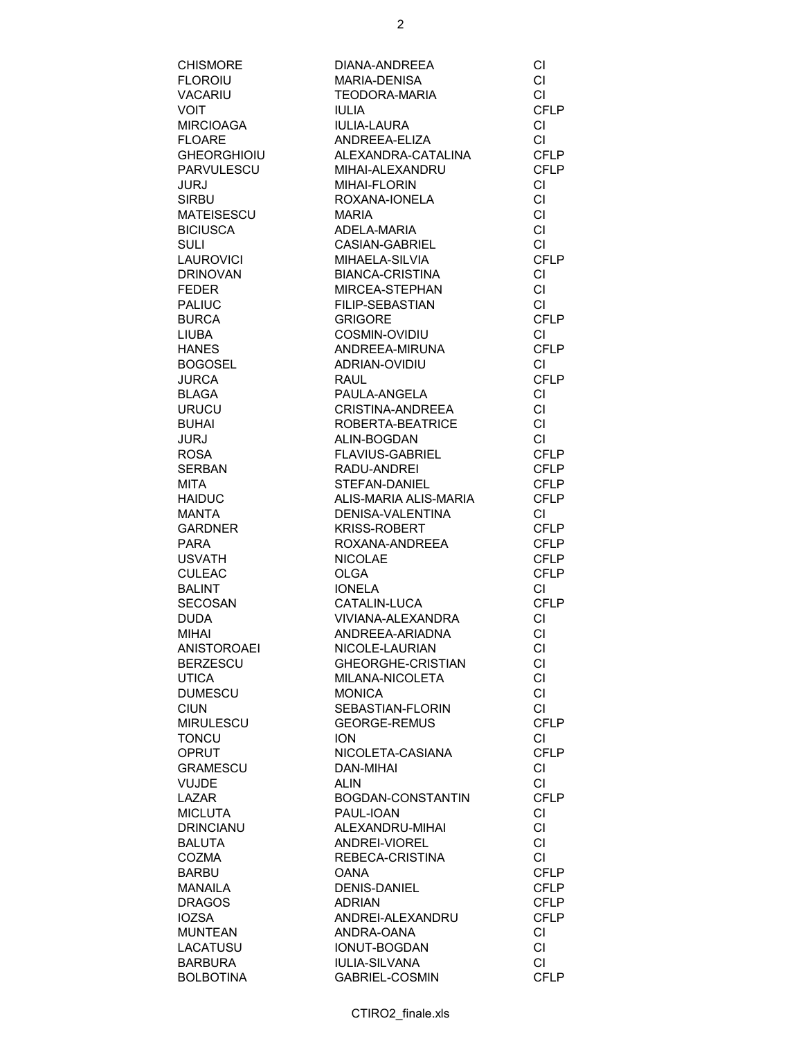| | | |
|---|---|---|
| CHISMORE | DIANA-ANDREEA | CI |
| FLOROIU | MARIA-DENISA | CI |
| VACARIU | TEODORA-MARIA | CI |
| VOIT | IULIA | CFLP |
| MIRCIOAGA | IULIA-LAURA | CI |
| FLOARE | ANDREEA-ELIZA | CI |
| GHEORGHIOIU | ALEXANDRA-CATALINA | CFLP |
| PARVULESCU | MIHAI-ALEXANDRU | CFLP |
| JURJ | MIHAI-FLORIN | CI |
| SIRBU | ROXANA-IONELA | CI |
| MATEISESCU | MARIA | CI |
| BICIUSCA | ADELA-MARIA | CI |
| SULI | CASIAN-GABRIEL | CI |
| LAUROVICI | MIHAELA-SILVIA | CFLP |
| DRINOVAN | BIANCA-CRISTINA | CI |
| FEDER | MIRCEA-STEPHAN | CI |
| PALIUC | FILIP-SEBASTIAN | CI |
| BURCA | GRIGORE | CFLP |
| LIUBA | COSMIN-OVIDIU | CI |
| HANES | ANDREEA-MIRUNA | CFLP |
| BOGOSEL | ADRIAN-OVIDIU | CI |
| JURCA | RAUL | CFLP |
| BLAGA | PAULA-ANGELA | CI |
| URUCU | CRISTINA-ANDREEA | CI |
| BUHAI | ROBERTA-BEATRICE | CI |
| JURJ | ALIN-BOGDAN | CI |
| ROSA | FLAVIUS-GABRIEL | CFLP |
| SERBAN | RADU-ANDREI | CFLP |
| MITA | STEFAN-DANIEL | CFLP |
| HAIDUC | ALIS-MARIA ALIS-MARIA | CFLP |
| MANTA | DENISA-VALENTINA | CI |
| GARDNER | KRISS-ROBERT | CFLP |
| PARA | ROXANA-ANDREEA | CFLP |
| USVATH | NICOLAE | CFLP |
| CULEAC | OLGA | CFLP |
| BALINT | IONELA | CI |
| SECOSAN | CATALIN-LUCA | CFLP |
| DUDA | VIVIANA-ALEXANDRA | CI |
| MIHAI | ANDREEA-ARIADNA | CI |
| ANISTOROAEI | NICOLE-LAURIAN | CI |
| BERZESCU | GHEORGHE-CRISTIAN | CI |
| UTICA | MILANA-NICOLETA | CI |
| DUMESCU | MONICA | CI |
| CIUN | SEBASTIAN-FLORIN | CI |
| MIRULESCU | GEORGE-REMUS | CFLP |
| TONCU | ION | CI |
| OPRUT | NICOLETA-CASIANA | CFLP |
| GRAMESCU | DAN-MIHAI | CI |
| VUJDE | ALIN | CI |
| LAZAR | BOGDAN-CONSTANTIN | CFLP |
| MICLUTA | PAUL-IOAN | CI |
| DRINCIANU | ALEXANDRU-MIHAI | CI |
| BALUTA | ANDREI-VIOREL | CI |
| COZMA | REBECA-CRISTINA | CI |
| BARBU | OANA | CFLP |
| MANAILA | DENIS-DANIEL | CFLP |
| DRAGOS | ADRIAN | CFLP |
| IOZSA | ANDREI-ALEXANDRU | CFLP |
| MUNTEAN | ANDRA-OANA | CI |
| LACATUSU | IONUT-BOGDAN | CI |
| BARBURA | IULIA-SILVANA | CI |
| BOLBOTINA | GABRIEL-COSMIN | CFLP |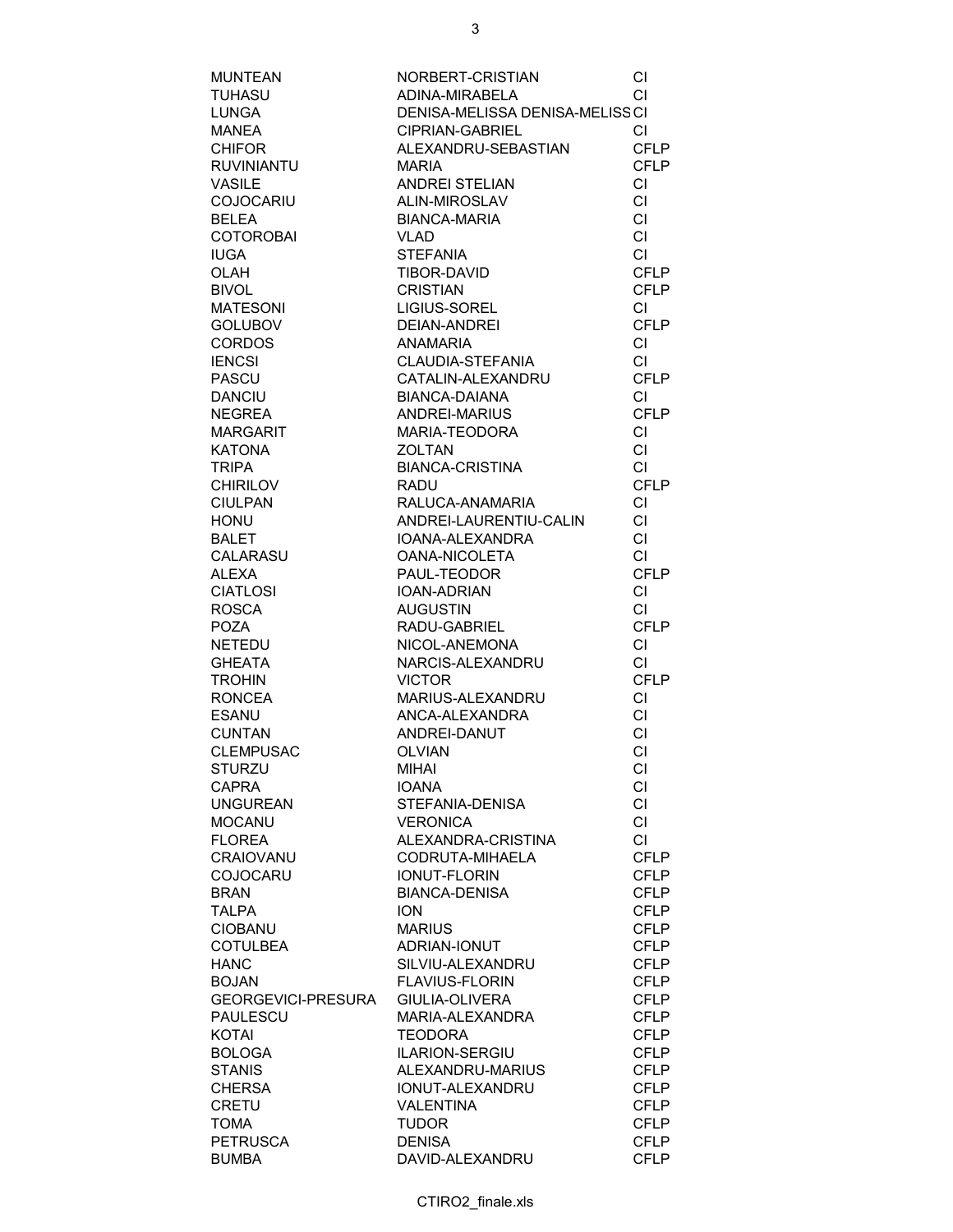| | | |
|---|---|---|
| MUNTEAN | NORBERT-CRISTIAN | CI |
| TUHASU | ADINA-MIRABELA | CI |
| LUNGA | DENISA-MELISSA DENISA-MELISS | CI |
| MANEA | CIPRIAN-GABRIEL | CI |
| CHIFOR | ALEXANDRU-SEBASTIAN | CFLP |
| RUVINIANTU | MARIA | CFLP |
| VASILE | ANDREI STELIAN | CI |
| COJOCARIU | ALIN-MIROSLAV | CI |
| BELEA | BIANCA-MARIA | CI |
| COTOROBAI | VLAD | CI |
| IUGA | STEFANIA | CI |
| OLAH | TIBOR-DAVID | CFLP |
| BIVOL | CRISTIAN | CFLP |
| MATESONI | LIGIUS-SOREL | CI |
| GOLUBOV | DEIAN-ANDREI | CFLP |
| CORDOS | ANAMARIA | CI |
| IENCSI | CLAUDIA-STEFANIA | CI |
| PASCU | CATALIN-ALEXANDRU | CFLP |
| DANCIU | BIANCA-DAIANA | CI |
| NEGREA | ANDREI-MARIUS | CFLP |
| MARGARIT | MARIA-TEODORA | CI |
| KATONA | ZOLTAN | CI |
| TRIPA | BIANCA-CRISTINA | CI |
| CHIRILOV | RADU | CFLP |
| CIULPAN | RALUCA-ANAMARIA | CI |
| HONU | ANDREI-LAURENTIU-CALIN | CI |
| BALET | IOANA-ALEXANDRA | CI |
| CALARASU | OANA-NICOLETA | CI |
| ALEXA | PAUL-TEODOR | CFLP |
| CIATLOSI | IOAN-ADRIAN | CI |
| ROSCA | AUGUSTIN | CI |
| POZA | RADU-GABRIEL | CFLP |
| NETEDU | NICOL-ANEMONA | CI |
| GHEATA | NARCIS-ALEXANDRU | CI |
| TROHIN | VICTOR | CFLP |
| RONCEA | MARIUS-ALEXANDRU | CI |
| ESANU | ANCA-ALEXANDRA | CI |
| CUNTAN | ANDREI-DANUT | CI |
| CLEMPUSAC | OLVIAN | CI |
| STURZU | MIHAI | CI |
| CAPRA | IOANA | CI |
| UNGUREAN | STEFANIA-DENISA | CI |
| MOCANU | VERONICA | CI |
| FLOREA | ALEXANDRA-CRISTINA | CI |
| CRAIOVANU | CODRUTA-MIHAELA | CFLP |
| COJOCARU | IONUT-FLORIN | CFLP |
| BRAN | BIANCA-DENISA | CFLP |
| TALPA | ION | CFLP |
| CIOBANU | MARIUS | CFLP |
| COTULBEA | ADRIAN-IONUT | CFLP |
| HANC | SILVIU-ALEXANDRU | CFLP |
| BOJAN | FLAVIUS-FLORIN | CFLP |
| GEORGEVICI-PRESURA | GIULIA-OLIVERA | CFLP |
| PAULESCU | MARIA-ALEXANDRA | CFLP |
| KOTAI | TEODORA | CFLP |
| BOLOGA | ILARION-SERGIU | CFLP |
| STANIS | ALEXANDRU-MARIUS | CFLP |
| CHERSA | IONUT-ALEXANDRU | CFLP |
| CRETU | VALENTINA | CFLP |
| TOMA | TUDOR | CFLP |
| PETRUSCA | DENISA | CFLP |
| BUMBA | DAVID-ALEXANDRU | CFLP |

CTIRO2_finale.xls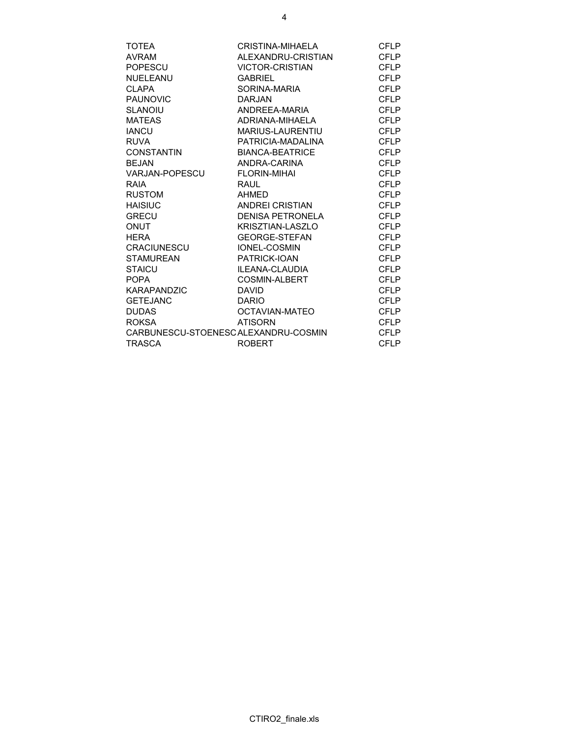| | | |
|---|---|---|
| TOTEA | CRISTINA-MIHAELA | CFLP |
| AVRAM | ALEXANDRU-CRISTIAN | CFLP |
| POPESCU | VICTOR-CRISTIAN | CFLP |
| NUELEANU | GABRIEL | CFLP |
| CLAPA | SORINA-MARIA | CFLP |
| PAUNOVIC | DARJAN | CFLP |
| SLANOIU | ANDREEA-MARIA | CFLP |
| MATEAS | ADRIANA-MIHAELA | CFLP |
| IANCU | MARIUS-LAURENTIU | CFLP |
| RUVA | PATRICIA-MADALINA | CFLP |
| CONSTANTIN | BIANCA-BEATRICE | CFLP |
| BEJAN | ANDRA-CARINA | CFLP |
| VARJAN-POPESCU | FLORIN-MIHAI | CFLP |
| RAIA | RAUL | CFLP |
| RUSTOM | AHMED | CFLP |
| HAISIUC | ANDREI CRISTIAN | CFLP |
| GRECU | DENISA PETRONELA | CFLP |
| ONUT | KRISZTIAN-LASZLO | CFLP |
| HERA | GEORGE-STEFAN | CFLP |
| CRACIUNESCU | IONEL-COSMIN | CFLP |
| STAMUREAN | PATRICK-IOAN | CFLP |
| STAICU | ILEANA-CLAUDIA | CFLP |
| POPA | COSMIN-ALBERT | CFLP |
| KARAPANDZIC | DAVID | CFLP |
| GETEJANC | DARIO | CFLP |
| DUDAS | OCTAVIAN-MATEO | CFLP |
| ROKSA | ATISORN | CFLP |
| CARBUNESCU-STOENESC | ALEXANDRU-COSMIN | CFLP |
| TRASCA | ROBERT | CFLP |